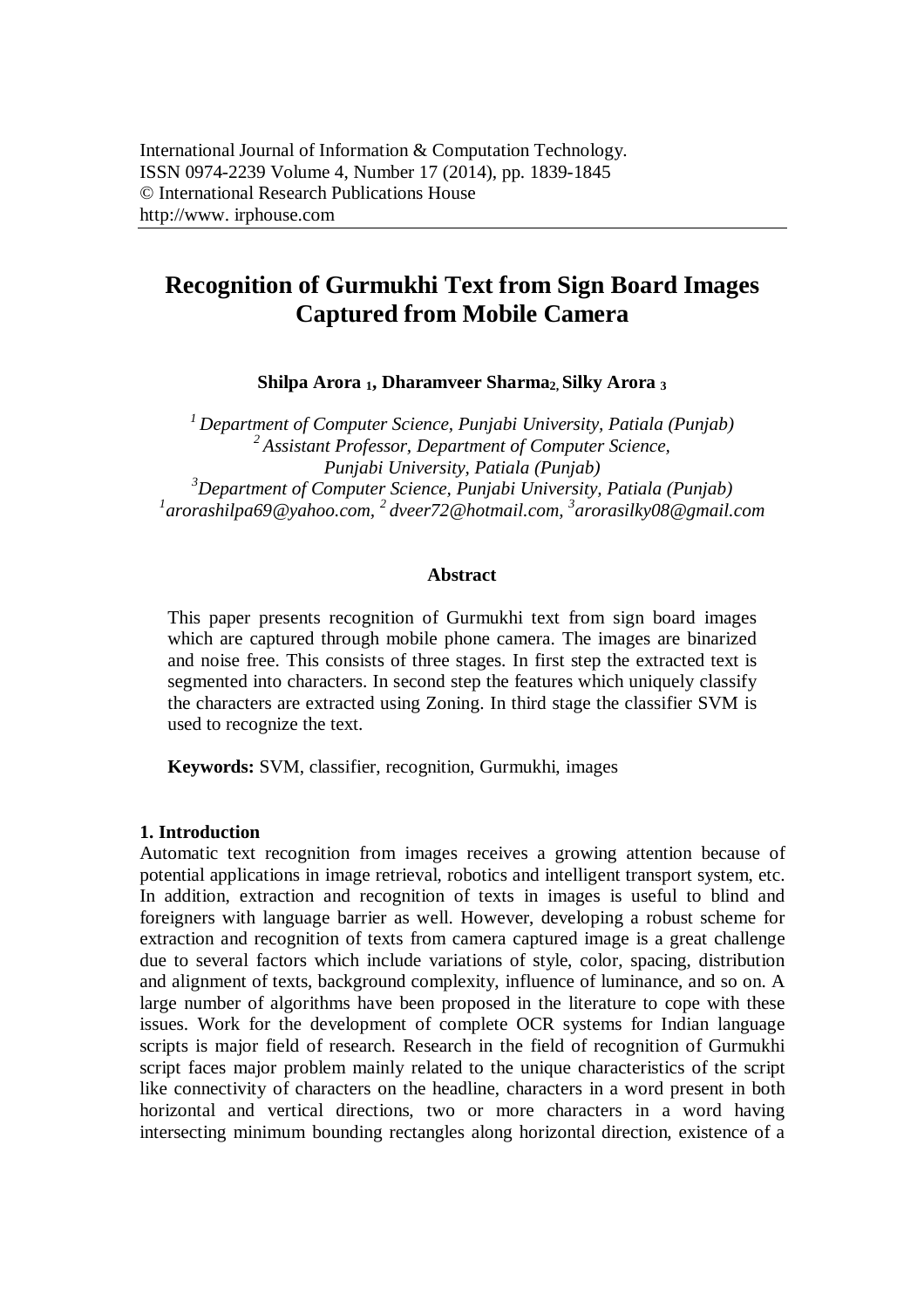International Journal of Information & Computation Technology.
ISSN 0974-2239 Volume 4, Number 17 (2014), pp. 1839-1845
© International Research Publications House
http://www. irphouse.com

# Recognition of Gurmukhi Text from Sign Board Images Captured from Mobile Camera

**Shilpa Arora [1], Dharamveer Sharma[2], Silky Arora [3]**

*[1] Department of Computer Science, Punjabi University, Patiala (Punjab)*
*[2] Assistant Professor, Department of Computer Science, Punjabi University, Patiala (Punjab)*
*[3] Department of Computer Science, Punjabi University, Patiala (Punjab)*
*[1] arorashilpa69@yahoo.com, [2] dveer72@hotmail.com, [3] arorasilky08@gmail.com*

## Abstract

This paper presents recognition of Gurmukhi text from sign board images which are captured through mobile phone camera. The images are binarized and noise free. This consists of three stages. In first step the extracted text is segmented into characters. In second step the features which uniquely classify the characters are extracted using Zoning. In third stage the classifier SVM is used to recognize the text.

**Keywords:** SVM, classifier, recognition, Gurmukhi, images

## 1. Introduction

Automatic text recognition from images receives a growing attention because of potential applications in image retrieval, robotics and intelligent transport system, etc. In addition, extraction and recognition of texts in images is useful to blind and foreigners with language barrier as well. However, developing a robust scheme for extraction and recognition of texts from camera captured image is a great challenge due to several factors which include variations of style, color, spacing, distribution and alignment of texts, background complexity, influence of luminance, and so on. A large number of algorithms have been proposed in the literature to cope with these issues. Work for the development of complete OCR systems for Indian language scripts is major field of research. Research in the field of recognition of Gurmukhi script faces major problem mainly related to the unique characteristics of the script like connectivity of characters on the headline, characters in a word present in both horizontal and vertical directions, two or more characters in a word having intersecting minimum bounding rectangles along horizontal direction, existence of a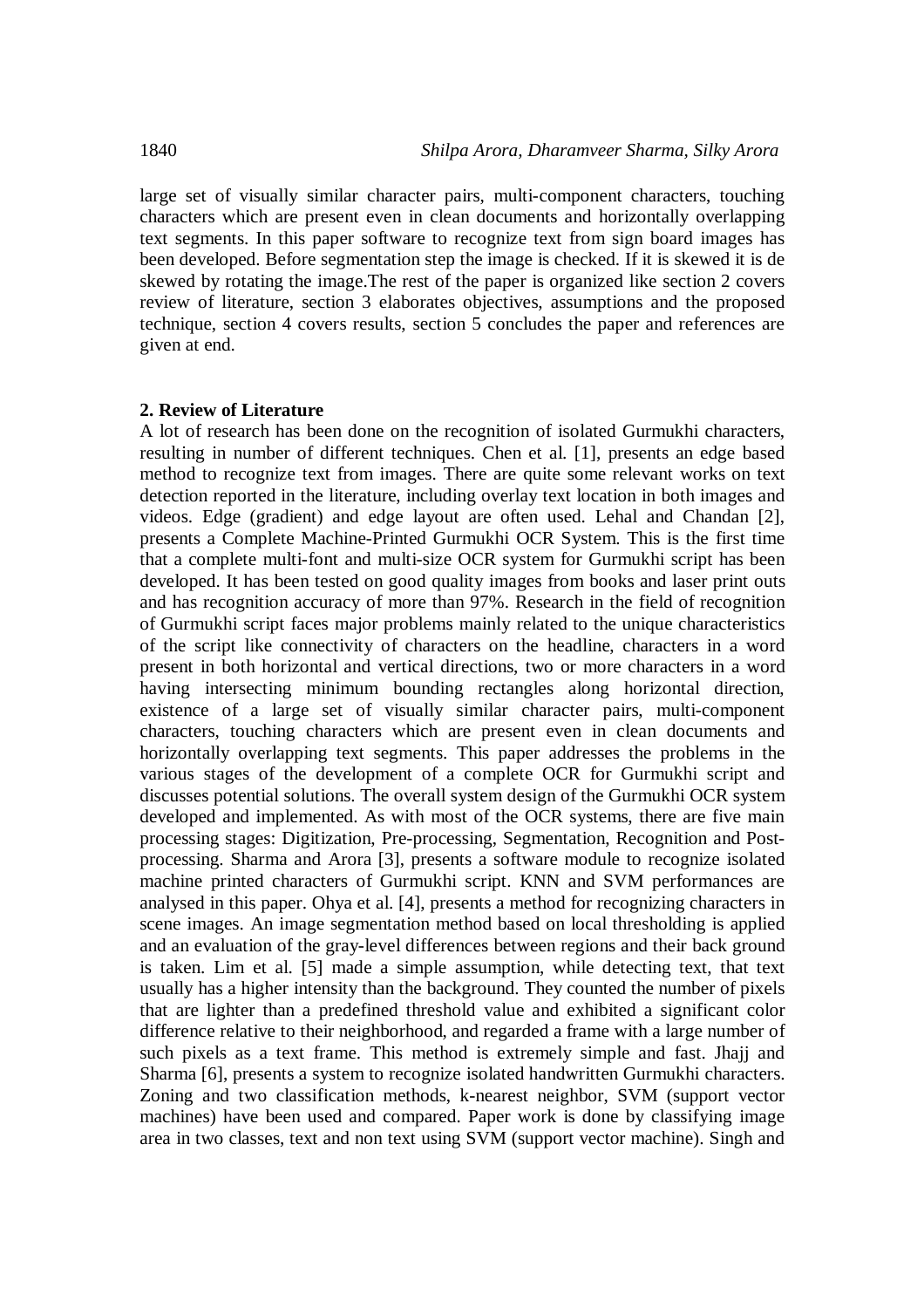large set of visually similar character pairs, multi-component characters, touching characters which are present even in clean documents and horizontally overlapping text segments. In this paper software to recognize text from sign board images has been developed. Before segmentation step the image is checked. If it is skewed it is de skewed by rotating the image.The rest of the paper is organized like section 2 covers review of literature, section 3 elaborates objectives, assumptions and the proposed technique, section 4 covers results, section 5 concludes the paper and references are given at end.

## 2. Review of Literature

A lot of research has been done on the recognition of isolated Gurmukhi characters, resulting in number of different techniques. Chen et al. [1], presents an edge based method to recognize text from images. There are quite some relevant works on text detection reported in the literature, including overlay text location in both images and videos. Edge (gradient) and edge layout are often used. Lehal and Chandan [2], presents a Complete Machine-Printed Gurmukhi OCR System. This is the first time that a complete multi-font and multi-size OCR system for Gurmukhi script has been developed. It has been tested on good quality images from books and laser print outs and has recognition accuracy of more than 97%. Research in the field of recognition of Gurmukhi script faces major problems mainly related to the unique characteristics of the script like connectivity of characters on the headline, characters in a word present in both horizontal and vertical directions, two or more characters in a word having intersecting minimum bounding rectangles along horizontal direction, existence of a large set of visually similar character pairs, multi-component characters, touching characters which are present even in clean documents and horizontally overlapping text segments. This paper addresses the problems in the various stages of the development of a complete OCR for Gurmukhi script and discusses potential solutions. The overall system design of the Gurmukhi OCR system developed and implemented. As with most of the OCR systems, there are five main processing stages: Digitization, Pre-processing, Segmentation, Recognition and Post-processing. Sharma and Arora [3], presents a software module to recognize isolated machine printed characters of Gurmukhi script. KNN and SVM performances are analysed in this paper. Ohya et al. [4], presents a method for recognizing characters in scene images. An image segmentation method based on local thresholding is applied and an evaluation of the gray-level differences between regions and their back ground is taken. Lim et al. [5] made a simple assumption, while detecting text, that text usually has a higher intensity than the background. They counted the number of pixels that are lighter than a predefined threshold value and exhibited a significant color difference relative to their neighborhood, and regarded a frame with a large number of such pixels as a text frame. This method is extremely simple and fast. Jhajj and Sharma [6], presents a system to recognize isolated handwritten Gurmukhi characters. Zoning and two classification methods, k-nearest neighbor, SVM (support vector machines) have been used and compared. Paper work is done by classifying image area in two classes, text and non text using SVM (support vector machine). Singh and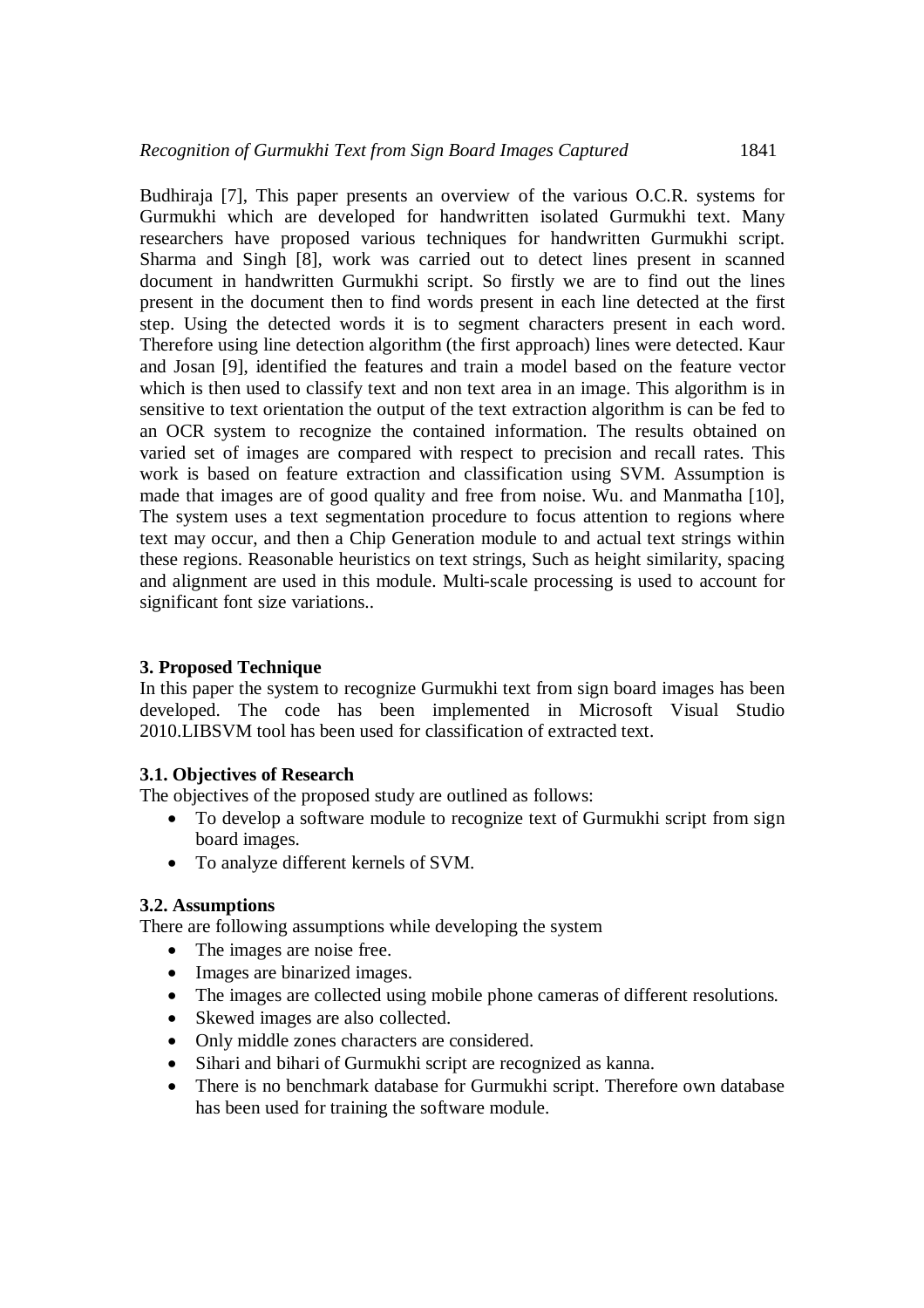Budhiraja [7], This paper presents an overview of the various O.C.R. systems for Gurmukhi which are developed for handwritten isolated Gurmukhi text. Many researchers have proposed various techniques for handwritten Gurmukhi script. Sharma and Singh [8], work was carried out to detect lines present in scanned document in handwritten Gurmukhi script. So firstly we are to find out the lines present in the document then to find words present in each line detected at the first step. Using the detected words it is to segment characters present in each word. Therefore using line detection algorithm (the first approach) lines were detected. Kaur and Josan [9], identified the features and train a model based on the feature vector which is then used to classify text and non text area in an image. This algorithm is in sensitive to text orientation the output of the text extraction algorithm is can be fed to an OCR system to recognize the contained information. The results obtained on varied set of images are compared with respect to precision and recall rates. This work is based on feature extraction and classification using SVM. Assumption is made that images are of good quality and free from noise. Wu. and Manmatha [10], The system uses a text segmentation procedure to focus attention to regions where text may occur, and then a Chip Generation module to and actual text strings within these regions. Reasonable heuristics on text strings, Such as height similarity, spacing and alignment are used in this module. Multi-scale processing is used to account for significant font size variations..

## 3. Proposed Technique

In this paper the system to recognize Gurmukhi text from sign board images has been developed. The code has been implemented in Microsoft Visual Studio 2010.LIBSVM tool has been used for classification of extracted text.

### 3.1. Objectives of Research

The objectives of the proposed study are outlined as follows:

- To develop a software module to recognize text of Gurmukhi script from sign board images.
- To analyze different kernels of SVM.

### 3.2. Assumptions

There are following assumptions while developing the system

- The images are noise free.
- Images are binarized images.
- The images are collected using mobile phone cameras of different resolutions.
- Skewed images are also collected.
- Only middle zones characters are considered.
- Sihari and bihari of Gurmukhi script are recognized as kanna.
- There is no benchmark database for Gurmukhi script. Therefore own database has been used for training the software module.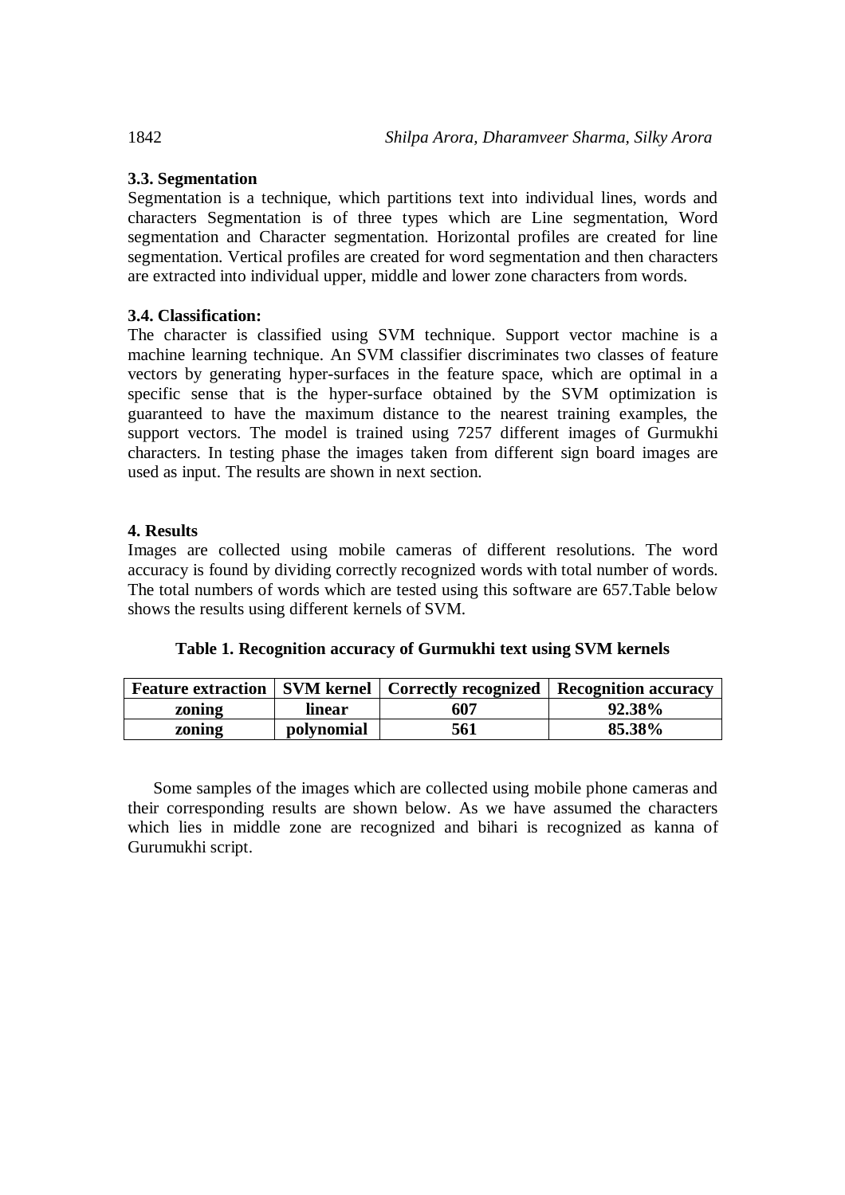### 3.3. Segmentation

Segmentation is a technique, which partitions text into individual lines, words and characters Segmentation is of three types which are Line segmentation, Word segmentation and Character segmentation. Horizontal profiles are created for line segmentation. Vertical profiles are created for word segmentation and then characters are extracted into individual upper, middle and lower zone characters from words.

### 3.4. Classification:

The character is classified using SVM technique. Support vector machine is a machine learning technique. An SVM classifier discriminates two classes of feature vectors by generating hyper-surfaces in the feature space, which are optimal in a specific sense that is the hyper-surface obtained by the SVM optimization is guaranteed to have the maximum distance to the nearest training examples, the support vectors. The model is trained using 7257 different images of Gurmukhi characters. In testing phase the images taken from different sign board images are used as input. The results are shown in next section.

## 4. Results

Images are collected using mobile cameras of different resolutions. The word accuracy is found by dividing correctly recognized words with total number of words. The total numbers of words which are tested using this software are 657.Table below shows the results using different kernels of SVM.

**Table 1. Recognition accuracy of Gurmukhi text using SVM kernels**

| Feature extraction | SVM kernel | Correctly recognized | Recognition accuracy |
|---|---|---|---|
| zoning | linear | 607 | 92.38% |
| zoning | polynomial | 561 | 85.38% |

Some samples of the images which are collected using mobile phone cameras and their corresponding results are shown below. As we have assumed the characters which lies in middle zone are recognized and bihari is recognized as kanna of Gurumukhi script.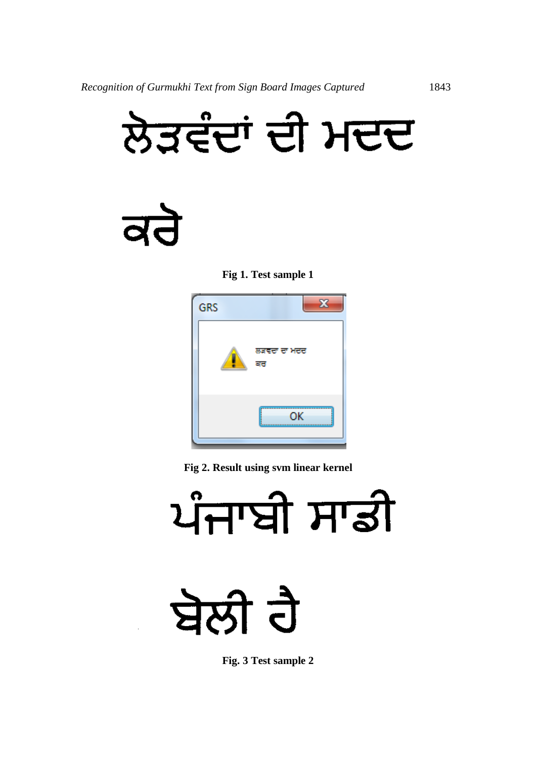ਲੋੜਵੰਦਾਂ ਦੀ ਮਦਦ

ਕਰੋ

**Fig 1. Test sample 1**

GRS

ਲੜਵਦਾ ਦਾ ਮਦਦ

ਕਰ

OK

**Fig 2. Result using svm linear kernel**

ਪੰਜਾਬੀ ਸਾਡੀ

ਬੋਲੀ ਹੈ

**Fig. 3 Test sample 2**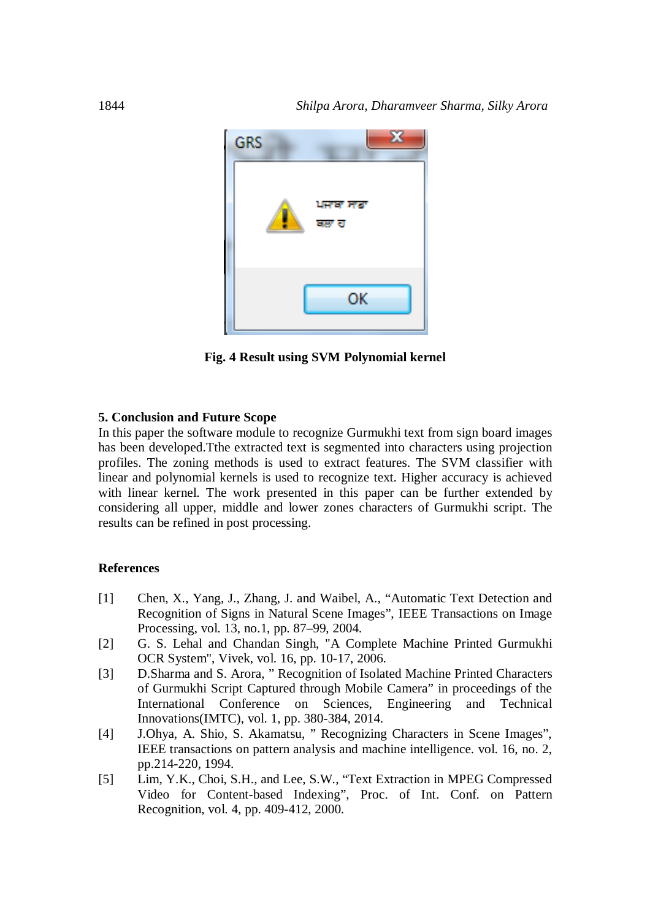Fig. 4 Result using SVM Polynomial kernel

## 5. Conclusion and Future Scope

In this paper the software module to recognize Gurmukhi text from sign board images has been developed.Tthe extracted text is segmented into characters using projection profiles. The zoning methods is used to extract features. The SVM classifier with linear and polynomial kernels is used to recognize text. Higher accuracy is achieved with linear kernel. The work presented in this paper can be further extended by considering all upper, middle and lower zones characters of Gurmukhi script. The results can be refined in post processing.

## References

[1] Chen, X., Yang, J., Zhang, J. and Waibel, A., "Automatic Text Detection and Recognition of Signs in Natural Scene Images", IEEE Transactions on Image Processing, vol. 13, no.1, pp. 87–99, 2004.

[2] G. S. Lehal and Chandan Singh, "A Complete Machine Printed Gurmukhi OCR System", Vivek, vol. 16, pp. 10-17, 2006.

[3] D.Sharma and S. Arora, " Recognition of Isolated Machine Printed Characters of Gurmukhi Script Captured through Mobile Camera" in proceedings of the International Conference on Sciences, Engineering and Technical Innovations(IMTC), vol. 1, pp. 380-384, 2014.

[4] J.Ohya, A. Shio, S. Akamatsu, " Recognizing Characters in Scene Images", IEEE transactions on pattern analysis and machine intelligence. vol. 16, no. 2, pp.214-220, 1994.

[5] Lim, Y.K., Choi, S.H., and Lee, S.W., "Text Extraction in MPEG Compressed Video for Content-based Indexing", Proc. of Int. Conf. on Pattern Recognition, vol. 4, pp. 409-412, 2000.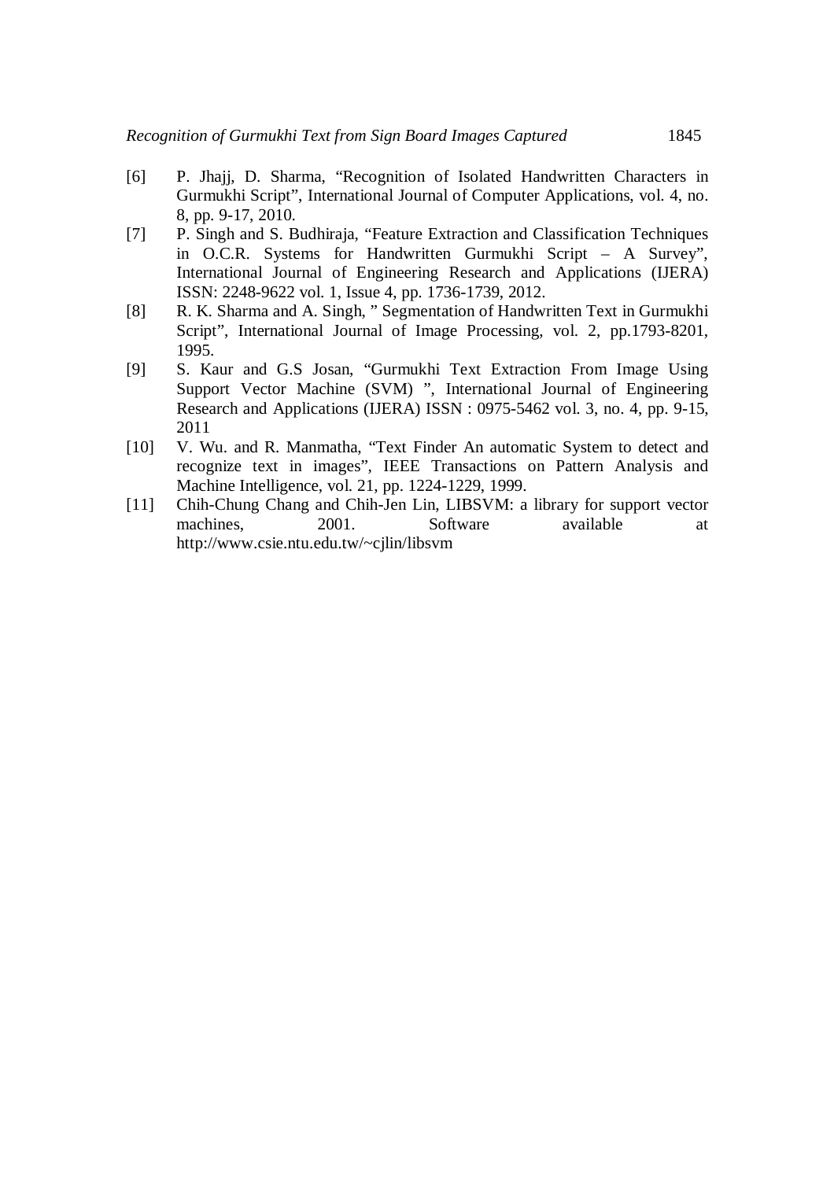[6] P. Jhajj, D. Sharma, "Recognition of Isolated Handwritten Characters in Gurmukhi Script", International Journal of Computer Applications, vol. 4, no. 8, pp. 9-17, 2010.

[7] P. Singh and S. Budhiraja, "Feature Extraction and Classification Techniques in O.C.R. Systems for Handwritten Gurmukhi Script – A Survey", International Journal of Engineering Research and Applications (IJERA) ISSN: 2248-9622 vol. 1, Issue 4, pp. 1736-1739, 2012.

[8] R. K. Sharma and A. Singh, " Segmentation of Handwritten Text in Gurmukhi Script", International Journal of Image Processing, vol. 2, pp.1793-8201, 1995.

[9] S. Kaur and G.S Josan, "Gurmukhi Text Extraction From Image Using Support Vector Machine (SVM) ", International Journal of Engineering Research and Applications (IJERA) ISSN : 0975-5462 vol. 3, no. 4, pp. 9-15, 2011

[10] V. Wu. and R. Manmatha, "Text Finder An automatic System to detect and recognize text in images", IEEE Transactions on Pattern Analysis and Machine Intelligence, vol. 21, pp. 1224-1229, 1999.

[11] Chih-Chung Chang and Chih-Jen Lin, LIBSVM: a library for support vector machines, 2001. Software available at http://www.csie.ntu.edu.tw/~cjlin/libsvm